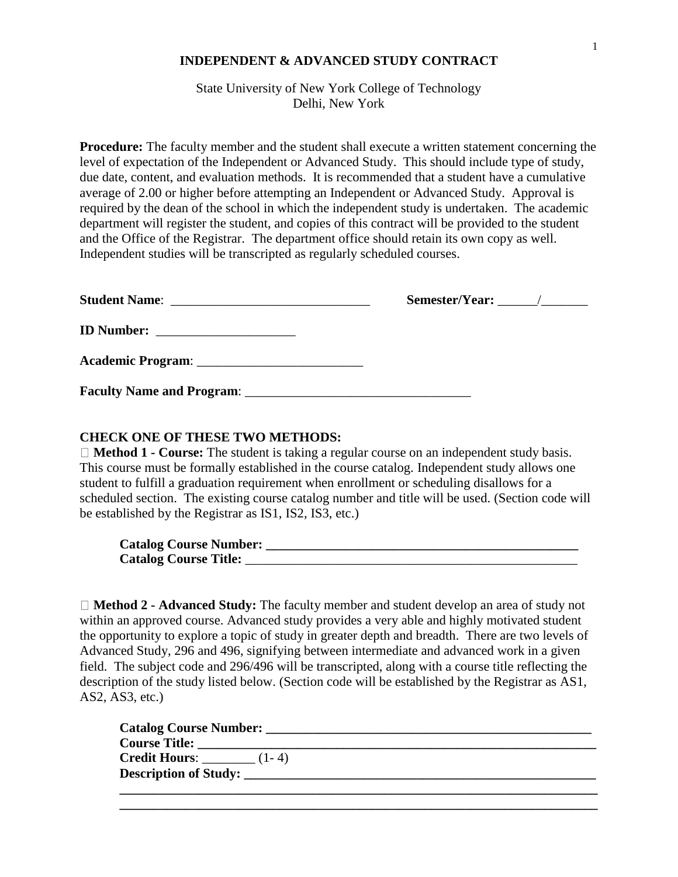# INDEPENDENT & ADVANCED STUDY CONTRACT

State University of New York College of Technology
Delhi, New York

**Procedure:** The faculty member and the student shall execute a written statement concerning the level of expectation of the Independent or Advanced Study. This should include type of study, due date, content, and evaluation methods. It is recommended that a student have a cumulative average of 2.00 or higher before attempting an Independent or Advanced Study. Approval is required by the dean of the school in which the independent study is undertaken. The academic department will register the student, and copies of this contract will be provided to the student and the Office of the Registrar. The department office should retain its own copy as well. Independent studies will be transcripted as regularly scheduled courses.

**Student Name**: ______________________________ **Semester/Year:** ______/_______

**ID Number:** _____________________

**Academic Program**: _________________________

**Faculty Name and Program**: __________________________________

**CHECK ONE OF THESE TWO METHODS:**

☐ **Method 1 - Course:** The student is taking a regular course on an independent study basis. This course must be formally established in the course catalog. Independent study allows one student to fulfill a graduation requirement when enrollment or scheduling disallows for a scheduled section. The existing course catalog number and title will be used. (Section code will be established by the Registrar as IS1, IS2, IS3, etc.)

**Catalog Course Number:** ________________________________________________
**Catalog Course Title:** ____________________________________________________

☐ **Method 2 - Advanced Study:** The faculty member and student develop an area of study not within an approved course. Advanced study provides a very able and highly motivated student the opportunity to explore a topic of study in greater depth and breadth. There are two levels of Advanced Study, 296 and 496, signifying between intermediate and advanced work in a given field. The subject code and 296/496 will be transcripted, along with a course title reflecting the description of the study listed below. (Section code will be established by the Registrar as AS1, AS2, AS3, etc.)

**Catalog Course Number:** _________________________________________________
**Course Title:** ____________________________________________________________
**Credit Hours**: ________ (1- 4)
**Description of Study:** ______________________________________________________
________________________________________________________________________
________________________________________________________________________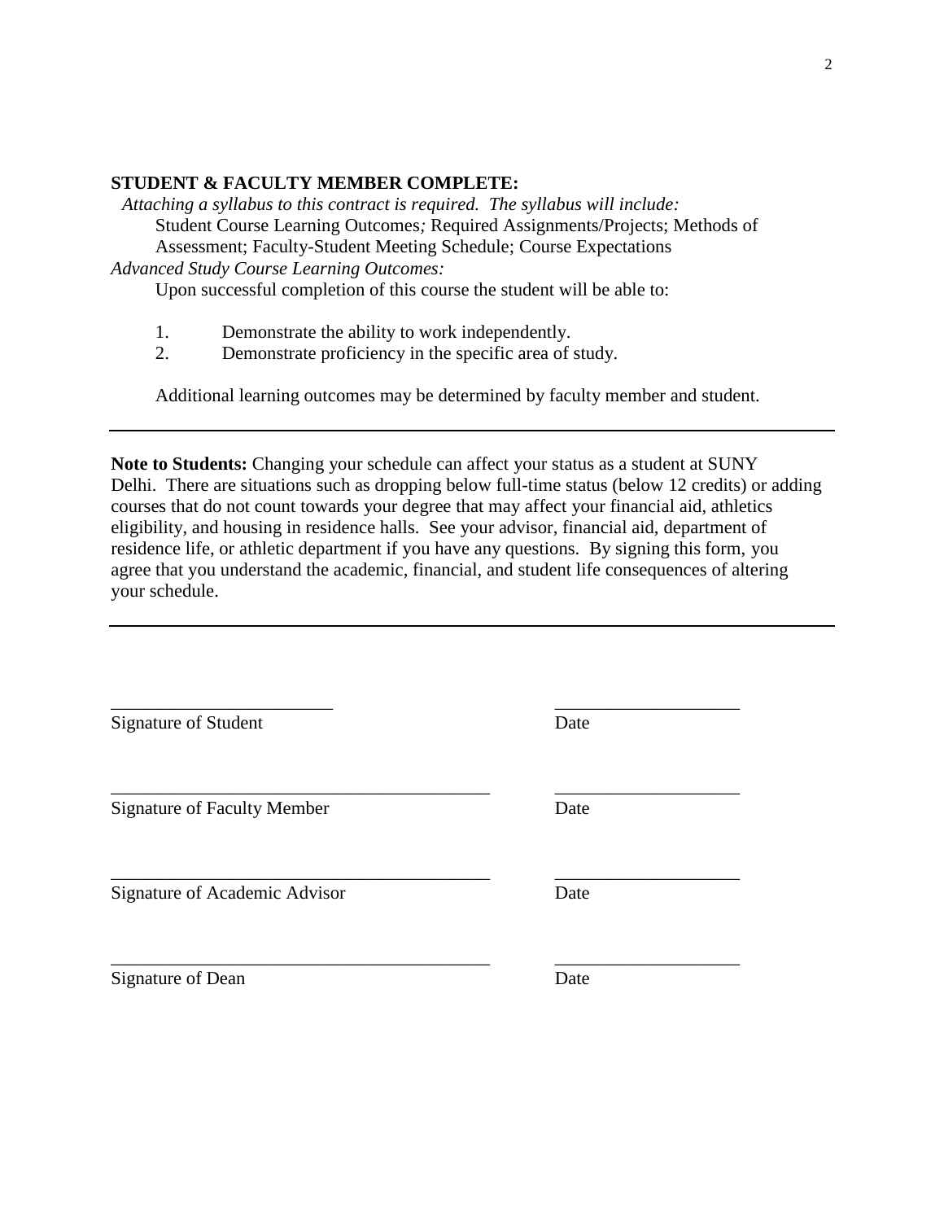**STUDENT & FACULTY MEMBER COMPLETE:**

*Attaching a syllabus to this contract is required. The syllabus will include:*

Student Course Learning Outcomes*;* Required Assignments/Projects; Methods of Assessment; Faculty-Student Meeting Schedule; Course Expectations

*Advanced Study Course Learning Outcomes:*

Upon successful completion of this course the student will be able to:

1. Demonstrate the ability to work independently.
2. Demonstrate proficiency in the specific area of study.

Additional learning outcomes may be determined by faculty member and student.

---

**Note to Students:** Changing your schedule can affect your status as a student at SUNY Delhi. There are situations such as dropping below full-time status (below 12 credits) or adding courses that do not count towards your degree that may affect your financial aid, athletics eligibility, and housing in residence halls. See your advisor, financial aid, department of residence life, or athletic department if you have any questions. By signing this form, you agree that you understand the academic, financial, and student life consequences of altering your schedule.

---

________________________ ____________________
Signature of Student Date

________________________________________ ____________________
Signature of Faculty Member Date

________________________________________ ____________________
Signature of Academic Advisor Date

________________________________________ ____________________
Signature of Dean Date